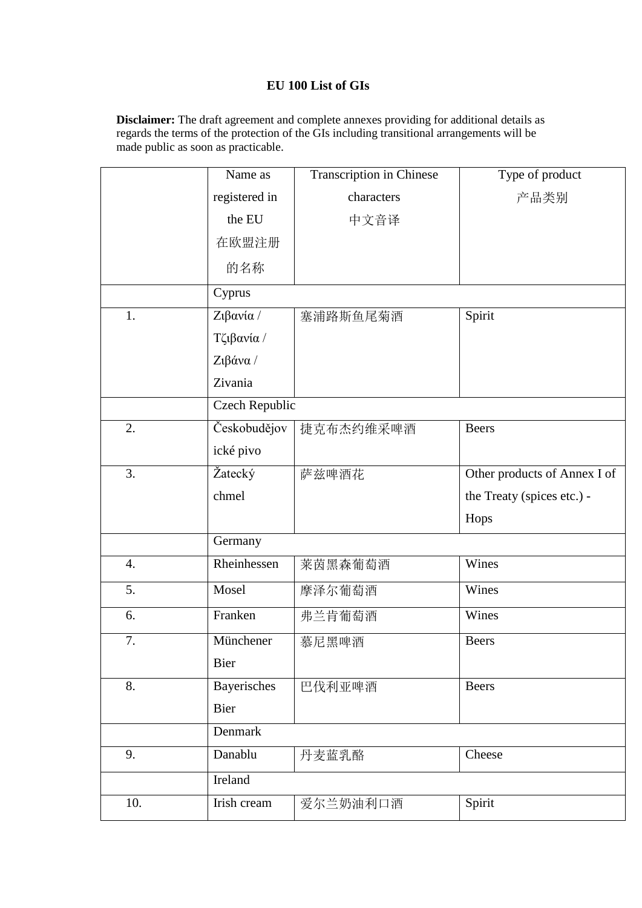# EU 100 List of GIs

**Disclaimer:** The draft agreement and complete annexes providing for additional details as regards the terms of the protection of the GIs including transitional arrangements will be made public as soon as practicable.

| | Name as registered in the EU 在欧盟注册的名称 | Transcription in Chinese characters 中文音译 | Type of product 产品类别 |
|---|---|---|---|
| | Cyprus | | |
| 1. | Ζιβανία / Τζιβανία / Ζιβάνα / Zivania | 塞浦路斯鱼尾菊酒 | Spirit |
| | Czech Republic | | |
| 2. | Českobudějovické pivo | 捷克布杰约维采啤酒 | Beers |
| 3. | Žatecký chmel | 萨兹啤酒花 | Other products of Annex I of the Treaty (spices etc.) - Hops |
| | Germany | | |
| 4. | Rheinhessen | 莱茵黑森葡萄酒 | Wines |
| 5. | Mosel | 摩泽尔葡萄酒 | Wines |
| 6. | Franken | 弗兰肯葡萄酒 | Wines |
| 7. | Münchener Bier | 慕尼黑啤酒 | Beers |
| 8. | Bayerisches Bier | 巴伐利亚啤酒 | Beers |
| | Denmark | | |
| 9. | Danablu | 丹麦蓝乳酪 | Cheese |
| | Ireland | | |
| 10. | Irish cream | 爱尔兰奶油利口酒 | Spirit |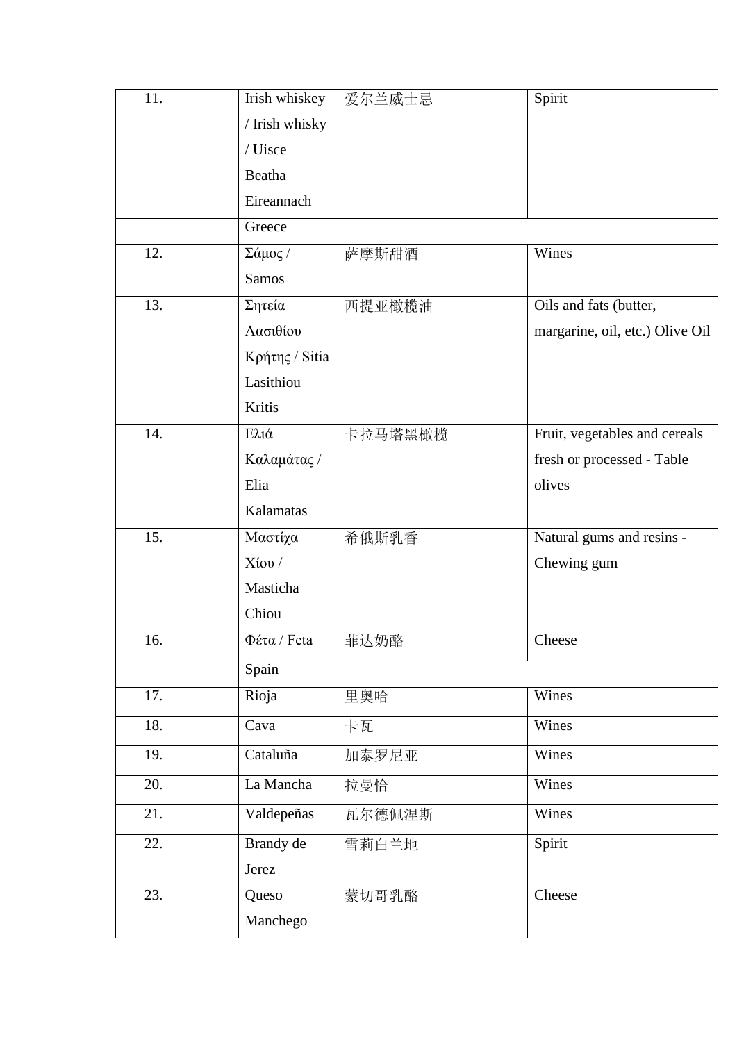| | | | |
|---|---|---|---|
| 11. | Irish whiskey / Irish whisky / Uisce Beatha Eireannach | 爱尔兰威士忌 | Spirit |
| | Greece | | |
| 12. | Σάμος / Samos | 萨摩斯甜酒 | Wines |
| 13. | Σητεία Λασιθίου Κρήτης / Sitia Lasithiou Kritis | 西提亚橄榄油 | Oils and fats (butter, margarine, oil, etc.) Olive Oil |
| 14. | Ελιά Καλαμάτας / Elia Kalamatas | 卡拉马塔黑橄榄 | Fruit, vegetables and cereals fresh or processed - Table olives |
| 15. | Μαστίχα Χίου / Masticha Chiou | 希俄斯乳香 | Natural gums and resins - Chewing gum |
| 16. | Φέτα / Feta | 菲达奶酪 | Cheese |
| | Spain | | |
| 17. | Rioja | 里奥哈 | Wines |
| 18. | Cava | 卡瓦 | Wines |
| 19. | Cataluña | 加泰罗尼亚 | Wines |
| 20. | La Mancha | 拉曼恰 | Wines |
| 21. | Valdepeñas | 瓦尔德佩涅斯 | Wines |
| 22. | Brandy de Jerez | 雪莉白兰地 | Spirit |
| 23. | Queso Manchego | 蒙切哥乳酪 | Cheese |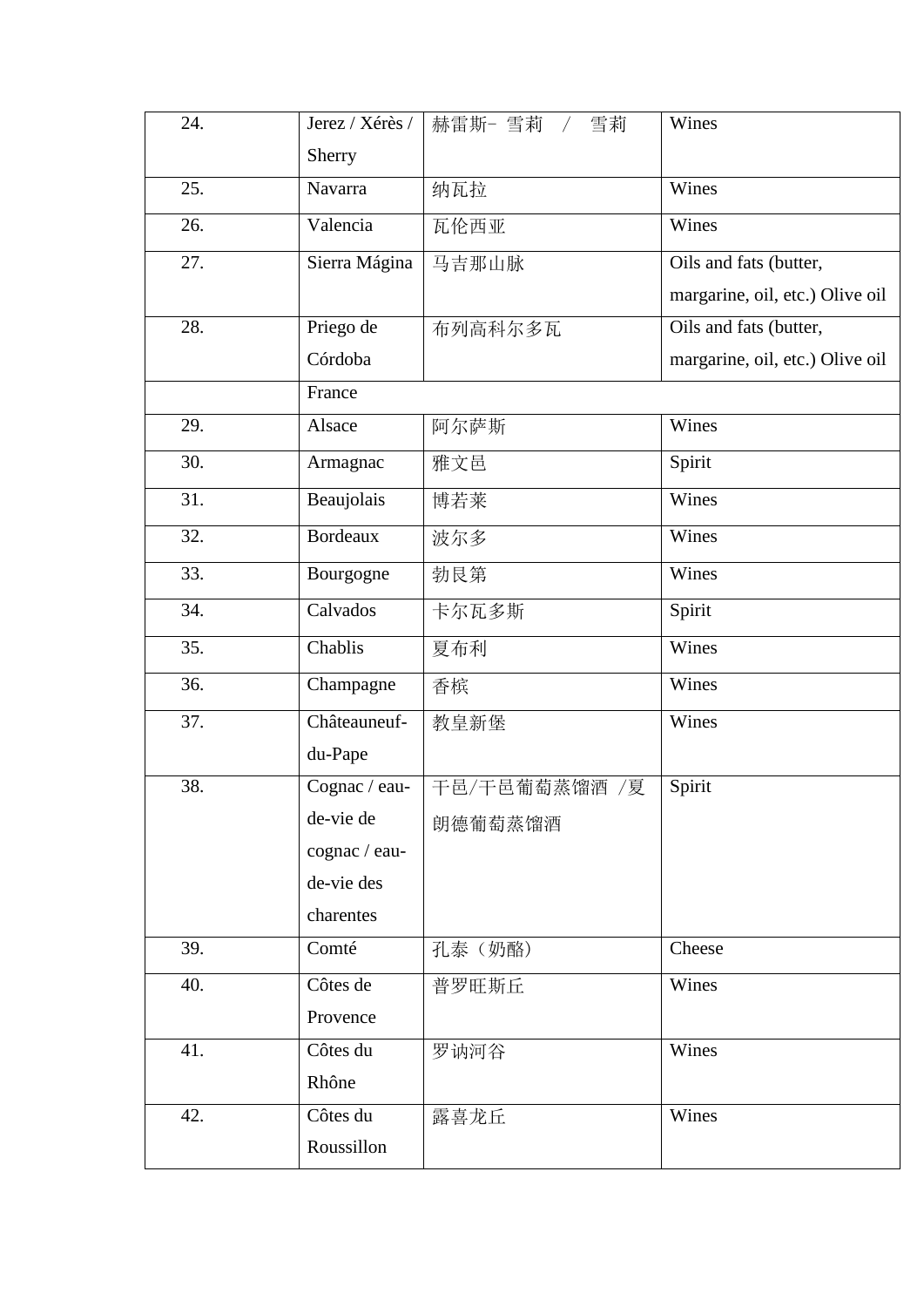| | | | |
|---|---|---|---|
| 24. | Jerez / Xérès / Sherry | 赫雷斯- 雪莉 / 雪莉 | Wines |
| 25. | Navarra | 纳瓦拉 | Wines |
| 26. | Valencia | 瓦伦西亚 | Wines |
| 27. | Sierra Mágina | 马吉那山脉 | Oils and fats (butter, margarine, oil, etc.) Olive oil |
| 28. | Priego de Córdoba | 布列高科尔多瓦 | Oils and fats (butter, margarine, oil, etc.) Olive oil |
| | France | | |
| 29. | Alsace | 阿尔萨斯 | Wines |
| 30. | Armagnac | 雅文邑 | Spirit |
| 31. | Beaujolais | 博若莱 | Wines |
| 32. | Bordeaux | 波尔多 | Wines |
| 33. | Bourgogne | 勃艮第 | Wines |
| 34. | Calvados | 卡尔瓦多斯 | Spirit |
| 35. | Chablis | 夏布利 | Wines |
| 36. | Champagne | 香槟 | Wines |
| 37. | Châteauneuf-du-Pape | 教皇新堡 | Wines |
| 38. | Cognac / eau-de-vie de cognac / eau-de-vie des charentes | 干邑/干邑葡萄蒸馏酒 /夏朗德葡萄蒸馏酒 | Spirit |
| 39. | Comté | 孔泰（奶酪） | Cheese |
| 40. | Côtes de Provence | 普罗旺斯丘 | Wines |
| 41. | Côtes du Rhône | 罗讷河谷 | Wines |
| 42. | Côtes du Roussillon | 露喜龙丘 | Wines |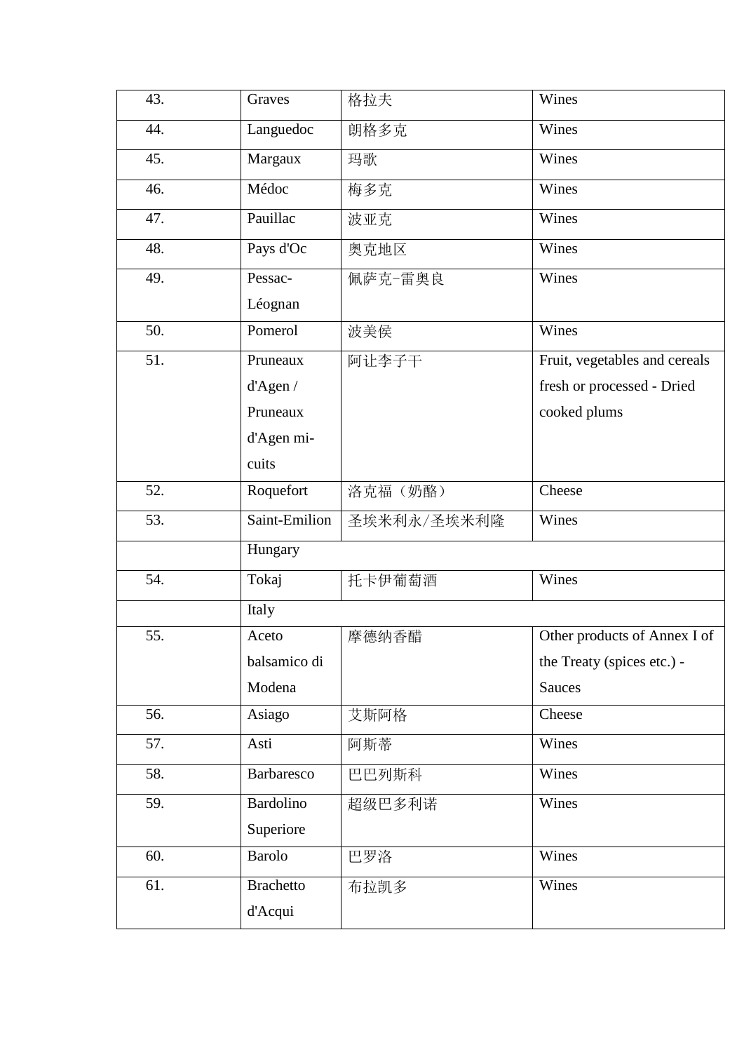| 43. | Graves | 格拉夫 | Wines |
|---|---|---|---|
| 44. | Languedoc | 朗格多克 | Wines |
| 45. | Margaux | 玛歌 | Wines |
| 46. | Médoc | 梅多克 | Wines |
| 47. | Pauillac | 波亚克 | Wines |
| 48. | Pays d'Oc | 奥克地区 | Wines |
| 49. | Pessac-Léognan | 佩萨克-雷奥良 | Wines |
| 50. | Pomerol | 波美侯 | Wines |
| 51. | Pruneaux d'Agen / Pruneaux d'Agen mi-cuits | 阿让李子干 | Fruit, vegetables and cereals fresh or processed - Dried cooked plums |
| 52. | Roquefort | 洛克福（奶酪） | Cheese |
| 53. | Saint-Emilion | 圣埃米利永/圣埃米利隆 | Wines |
| | Hungary | | |
| 54. | Tokaj | 托卡伊葡萄酒 | Wines |
| | Italy | | |
| 55. | Aceto balsamico di Modena | 摩德纳香醋 | Other products of Annex I of the Treaty (spices etc.) - Sauces |
| 56. | Asiago | 艾斯阿格 | Cheese |
| 57. | Asti | 阿斯蒂 | Wines |
| 58. | Barbaresco | 巴巴列斯科 | Wines |
| 59. | Bardolino Superiore | 超级巴多利诺 | Wines |
| 60. | Barolo | 巴罗洛 | Wines |
| 61. | Brachetto d'Acqui | 布拉凯多 | Wines |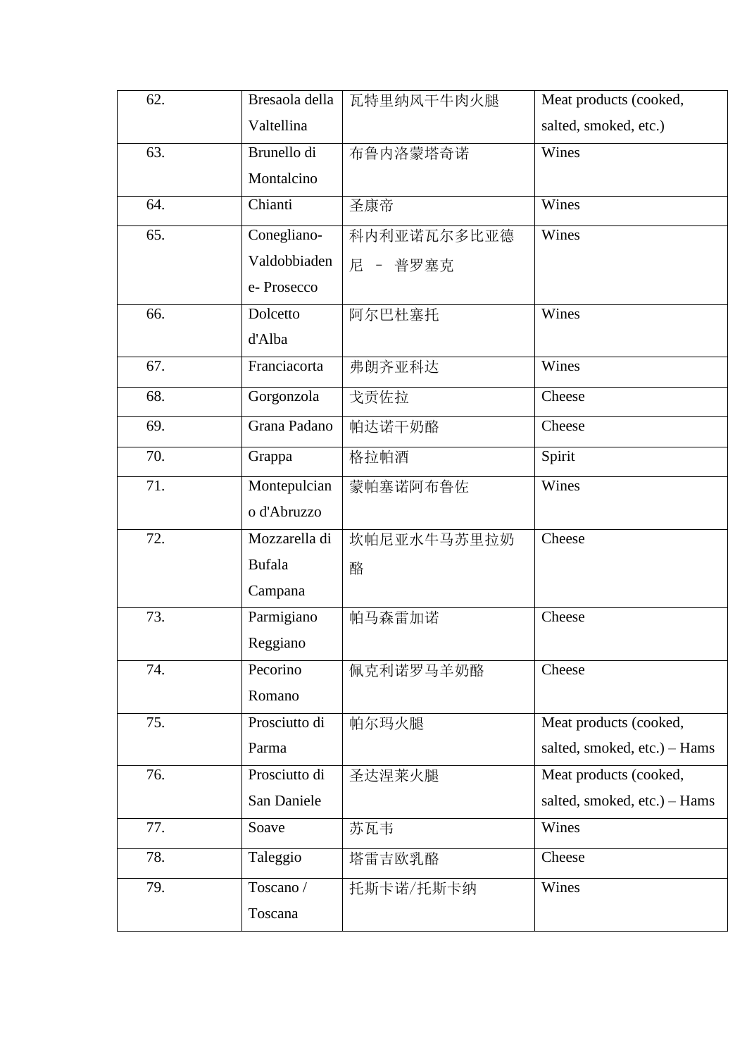| 62. | Bresaola della Valtellina | 瓦特里纳风干牛肉火腿 | Meat products (cooked, salted, smoked, etc.) |
|---|---|---|---|
| 63. | Brunello di Montalcino | 布鲁内洛蒙塔奇诺 | Wines |
| 64. | Chianti | 圣康帝 | Wines |
| 65. | Conegliano-Valdobbiadene- Prosecco | 科内利亚诺瓦尔多比亚德尼 － 普罗塞克 | Wines |
| 66. | Dolcetto d'Alba | 阿尔巴杜塞托 | Wines |
| 67. | Franciacorta | 弗朗齐亚科达 | Wines |
| 68. | Gorgonzola | 戈贡佐拉 | Cheese |
| 69. | Grana Padano | 帕达诺干奶酪 | Cheese |
| 70. | Grappa | 格拉帕酒 | Spirit |
| 71. | Montepulciano d'Abruzzo | 蒙帕塞诺阿布鲁佐 | Wines |
| 72. | Mozzarella di Bufala Campana | 坎帕尼亚水牛马苏里拉奶酪 | Cheese |
| 73. | Parmigiano Reggiano | 帕马森雷加诺 | Cheese |
| 74. | Pecorino Romano | 佩克利诺罗马羊奶酪 | Cheese |
| 75. | Prosciutto di Parma | 帕尔玛火腿 | Meat products (cooked, salted, smoked, etc.) – Hams |
| 76. | Prosciutto di San Daniele | 圣达涅莱火腿 | Meat products (cooked, salted, smoked, etc.) – Hams |
| 77. | Soave | 苏瓦韦 | Wines |
| 78. | Taleggio | 塔雷吉欧乳酪 | Cheese |
| 79. | Toscano / Toscana | 托斯卡诺/托斯卡纳 | Wines |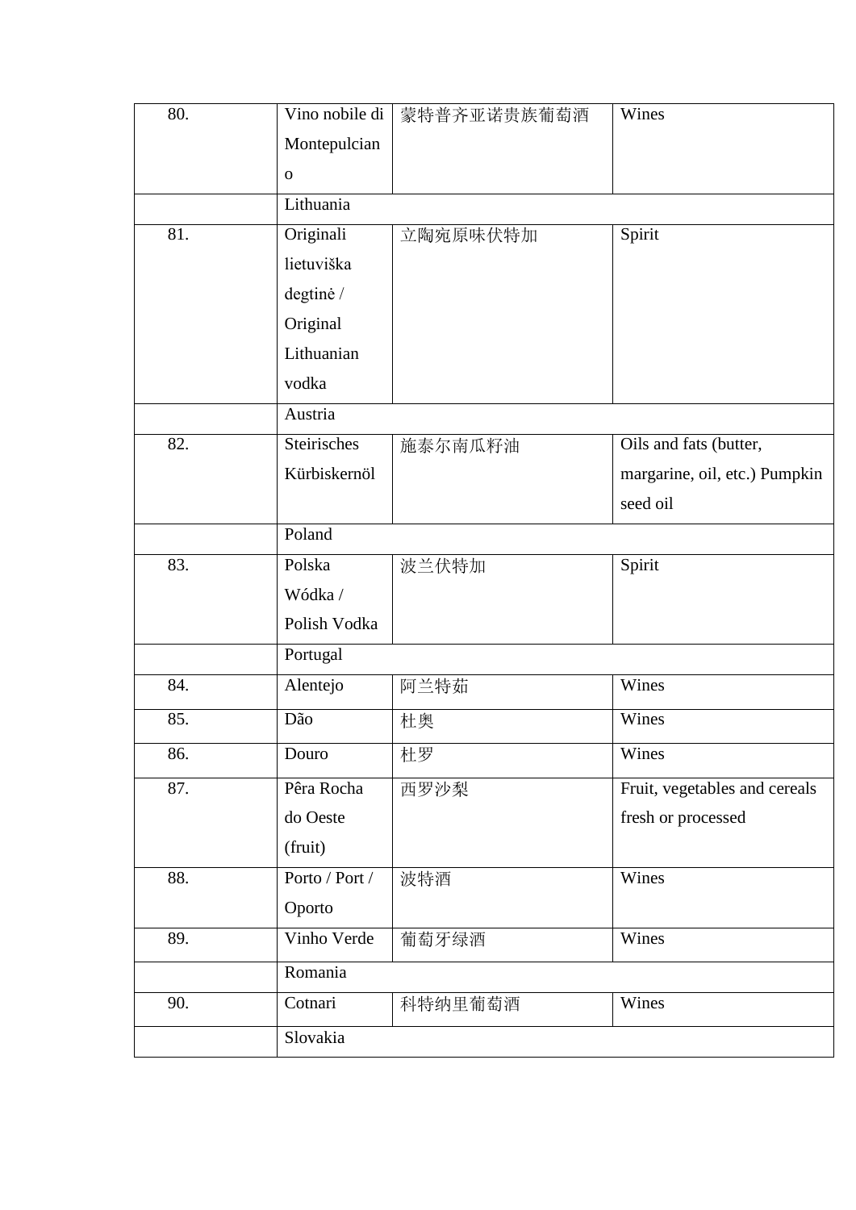| | | | |
|---|---|---|---|
| 80. | Vino nobile di Montepulciano | 蒙特普齐亚诺贵族葡萄酒 | Wines |
| | Lithuania | | |
| 81. | Originali lietuviška degtinė / Original Lithuanian vodka | 立陶宛原味伏特加 | Spirit |
| | Austria | | |
| 82. | Steirisches Kürbiskernöl | 施泰尔南瓜籽油 | Oils and fats (butter, margarine, oil, etc.) Pumpkin seed oil |
| | Poland | | |
| 83. | Polska Wódka / Polish Vodka | 波兰伏特加 | Spirit |
| | Portugal | | |
| 84. | Alentejo | 阿兰特茹 | Wines |
| 85. | Dão | 杜奥 | Wines |
| 86. | Douro | 杜罗 | Wines |
| 87. | Pêra Rocha do Oeste (fruit) | 西罗沙梨 | Fruit, vegetables and cereals fresh or processed |
| 88. | Porto / Port / Oporto | 波特酒 | Wines |
| 89. | Vinho Verde | 葡萄牙绿酒 | Wines |
| | Romania | | |
| 90. | Cotnari | 科特纳里葡萄酒 | Wines |
| | Slovakia | | |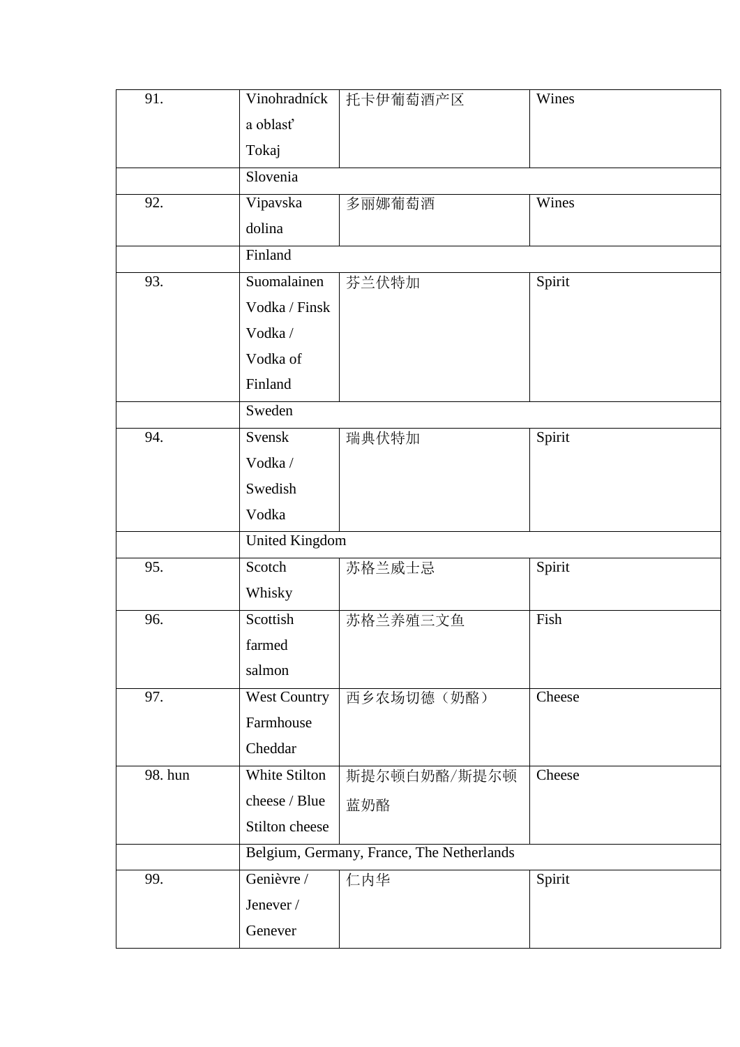| | | | |
|---|---|---|---|
| 91. | Vinohradnícka oblasť Tokaj | 托卡伊葡萄酒产区 | Wines |
| | Slovenia | | |
| 92. | Vipavska dolina | 多丽娜葡萄酒 | Wines |
| | Finland | | |
| 93. | Suomalainen Vodka / Finsk Vodka / Vodka of Finland | 芬兰伏特加 | Spirit |
| | Sweden | | |
| 94. | Svensk Vodka / Swedish Vodka | 瑞典伏特加 | Spirit |
| | United Kingdom | | |
| 95. | Scotch Whisky | 苏格兰威士忌 | Spirit |
| 96. | Scottish farmed salmon | 苏格兰养殖三文鱼 | Fish |
| 97. | West Country Farmhouse Cheddar | 西乡农场切德（奶酪） | Cheese |
| 98. hun | White Stilton cheese / Blue Stilton cheese | 斯提尔顿白奶酪/斯提尔顿蓝奶酪 | Cheese |
| | Belgium, Germany, France, The Netherlands | | |
| 99. | Genièvre / Jenever / Genever | 仁内华 | Spirit |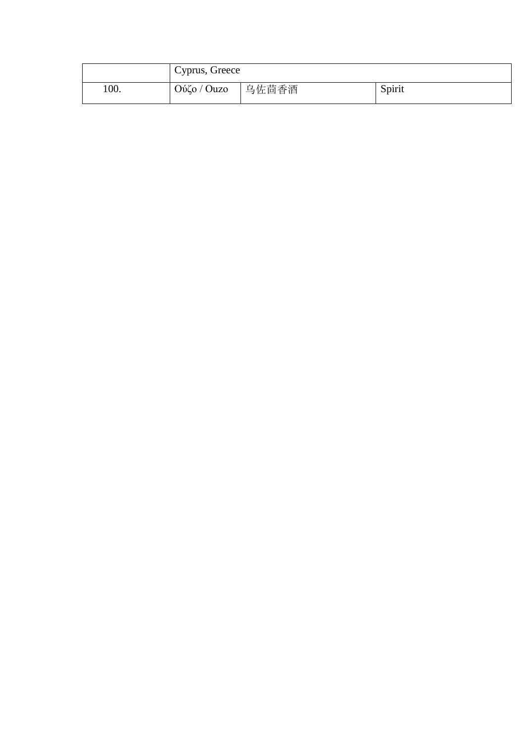| | | | |
|---|---|---|---|
| | Cyprus, Greece | | |
| 100. | Ούζο / Ouzo | 乌佐茴香酒 | Spirit |